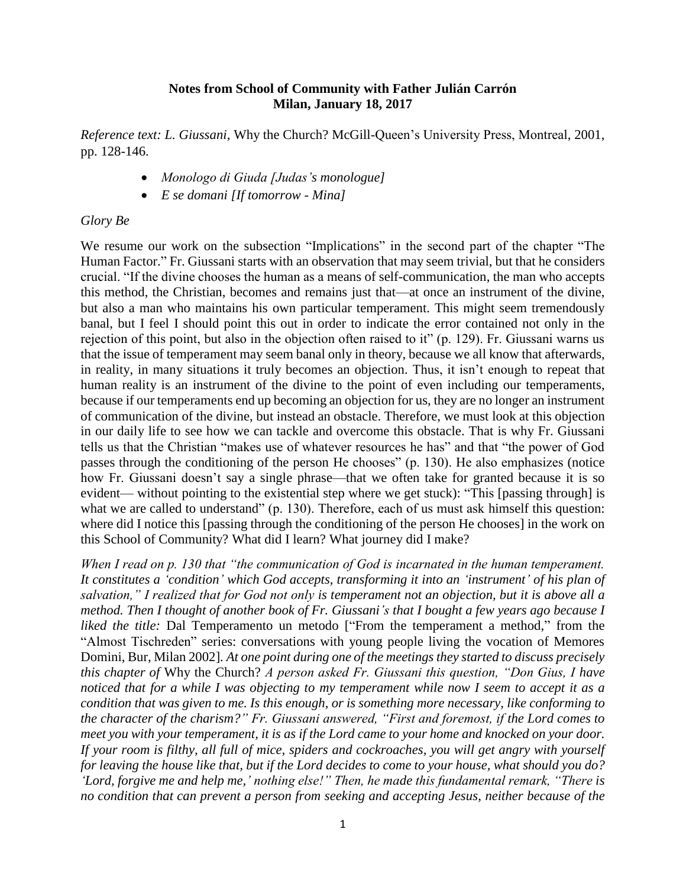**Notes from School of Community with Father Julián Carrón**
**Milan, January 18, 2017**

*Reference text: L. Giussani,* Why the Church? McGill-Queen's University Press, Montreal, 2001, pp. 128-146.

- *Monologo di Giuda [Judas's monologue]*
- *E se domani [If tomorrow - Mina]*

*Glory Be*

We resume our work on the subsection "Implications" in the second part of the chapter "The Human Factor." Fr. Giussani starts with an observation that may seem trivial, but that he considers crucial. "If the divine chooses the human as a means of self-communication, the man who accepts this method, the Christian, becomes and remains just that—at once an instrument of the divine, but also a man who maintains his own particular temperament. This might seem tremendously banal, but I feel I should point this out in order to indicate the error contained not only in the rejection of this point, but also in the objection often raised to it" (p. 129). Fr. Giussani warns us that the issue of temperament may seem banal only in theory, because we all know that afterwards, in reality, in many situations it truly becomes an objection. Thus, it isn't enough to repeat that human reality is an instrument of the divine to the point of even including our temperaments, because if our temperaments end up becoming an objection for us, they are no longer an instrument of communication of the divine, but instead an obstacle. Therefore, we must look at this objection in our daily life to see how we can tackle and overcome this obstacle. That is why Fr. Giussani tells us that the Christian "makes use of whatever resources he has" and that "the power of God passes through the conditioning of the person He chooses" (p. 130). He also emphasizes (notice how Fr. Giussani doesn't say a single phrase—that we often take for granted because it is so evident— without pointing to the existential step where we get stuck): "This [passing through] is what we are called to understand" (p. 130). Therefore, each of us must ask himself this question: where did I notice this [passing through the conditioning of the person He chooses] in the work on this School of Community? What did I learn? What journey did I make?

*When I read on p. 130 that "the communication of God is incarnated in the human temperament. It constitutes a 'condition' which God accepts, transforming it into an 'instrument' of his plan of salvation," I realized that for God not only is temperament not an objection, but it is above all a method. Then I thought of another book of Fr. Giussani's that I bought a few years ago because I liked the title:* Dal Temperamento un metodo ["From the temperament a method," from the "Almost Tischreden" series: conversations with young people living the vocation of Memores Domini, Bur, Milan 2002]*. At one point during one of the meetings they started to discuss precisely this chapter of* Why the Church? *A person asked Fr. Giussani this question, "Don Gius, I have noticed that for a while I was objecting to my temperament while now I seem to accept it as a condition that was given to me. Is this enough, or is something more necessary, like conforming to the character of the charism?" Fr. Giussani answered, "First and foremost, if the Lord comes to meet you with your temperament, it is as if the Lord came to your home and knocked on your door. If your room is filthy, all full of mice, spiders and cockroaches, you will get angry with yourself for leaving the house like that, but if the Lord decides to come to your house, what should you do? 'Lord, forgive me and help me,' nothing else!" Then, he made this fundamental remark, "There is no condition that can prevent a person from seeking and accepting Jesus, neither because of the*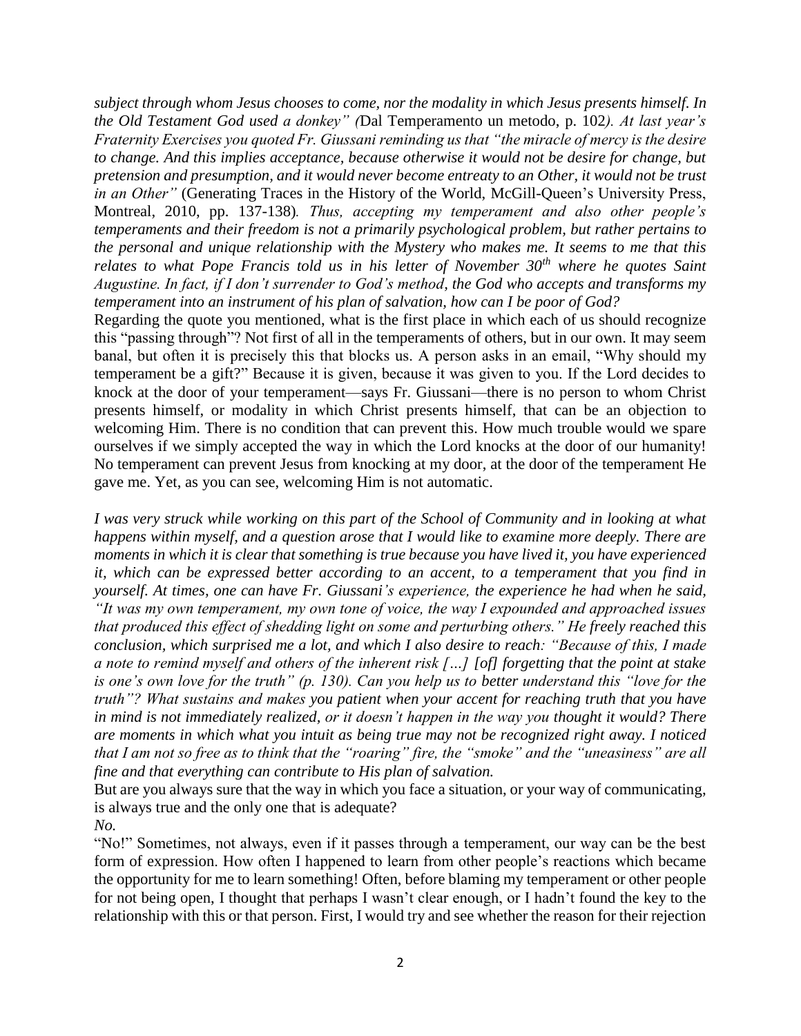*subject through whom Jesus chooses to come, nor the modality in which Jesus presents himself. In the Old Testament God used a donkey" (*Dal Temperamento un metodo, p. 102*). At last year's Fraternity Exercises you quoted Fr. Giussani reminding us that "the miracle of mercy is the desire to change. And this implies acceptance, because otherwise it would not be desire for change, but pretension and presumption, and it would never become entreaty to an Other, it would not be trust in an Other"* (Generating Traces in the History of the World, McGill-Queen's University Press, Montreal, 2010, pp. 137-138)*. Thus, accepting my temperament and also other people's temperaments and their freedom is not a primarily psychological problem, but rather pertains to the personal and unique relationship with the Mystery who makes me. It seems to me that this relates to what Pope Francis told us in his letter of November 30th where he quotes Saint Augustine. In fact, if I don't surrender to God's method, the God who accepts and transforms my temperament into an instrument of his plan of salvation, how can I be poor of God?*

Regarding the quote you mentioned, what is the first place in which each of us should recognize this "passing through"? Not first of all in the temperaments of others, but in our own. It may seem banal, but often it is precisely this that blocks us. A person asks in an email, "Why should my temperament be a gift?" Because it is given, because it was given to you. If the Lord decides to knock at the door of your temperament—says Fr. Giussani—there is no person to whom Christ presents himself, or modality in which Christ presents himself, that can be an objection to welcoming Him. There is no condition that can prevent this. How much trouble would we spare ourselves if we simply accepted the way in which the Lord knocks at the door of our humanity! No temperament can prevent Jesus from knocking at my door, at the door of the temperament He gave me. Yet, as you can see, welcoming Him is not automatic.

*I was very struck while working on this part of the School of Community and in looking at what happens within myself, and a question arose that I would like to examine more deeply. There are moments in which it is clear that something is true because you have lived it, you have experienced it, which can be expressed better according to an accent, to a temperament that you find in yourself. At times, one can have Fr. Giussani's experience, the experience he had when he said, "It was my own temperament, my own tone of voice, the way I expounded and approached issues that produced this effect of shedding light on some and perturbing others." He freely reached this conclusion, which surprised me a lot, and which I also desire to reach: "Because of this, I made a note to remind myself and others of the inherent risk […] [of] forgetting that the point at stake is one's own love for the truth" (p. 130). Can you help us to better understand this "love for the truth"? What sustains and makes you patient when your accent for reaching truth that you have in mind is not immediately realized, or it doesn't happen in the way you thought it would? There are moments in which what you intuit as being true may not be recognized right away. I noticed that I am not so free as to think that the "roaring" fire, the "smoke" and the "uneasiness" are all fine and that everything can contribute to His plan of salvation.*

But are you always sure that the way in which you face a situation, or your way of communicating, is always true and the only one that is adequate?

*No.*

"No!" Sometimes, not always, even if it passes through a temperament, our way can be the best form of expression. How often I happened to learn from other people's reactions which became the opportunity for me to learn something! Often, before blaming my temperament or other people for not being open, I thought that perhaps I wasn't clear enough, or I hadn't found the key to the relationship with this or that person. First, I would try and see whether the reason for their rejection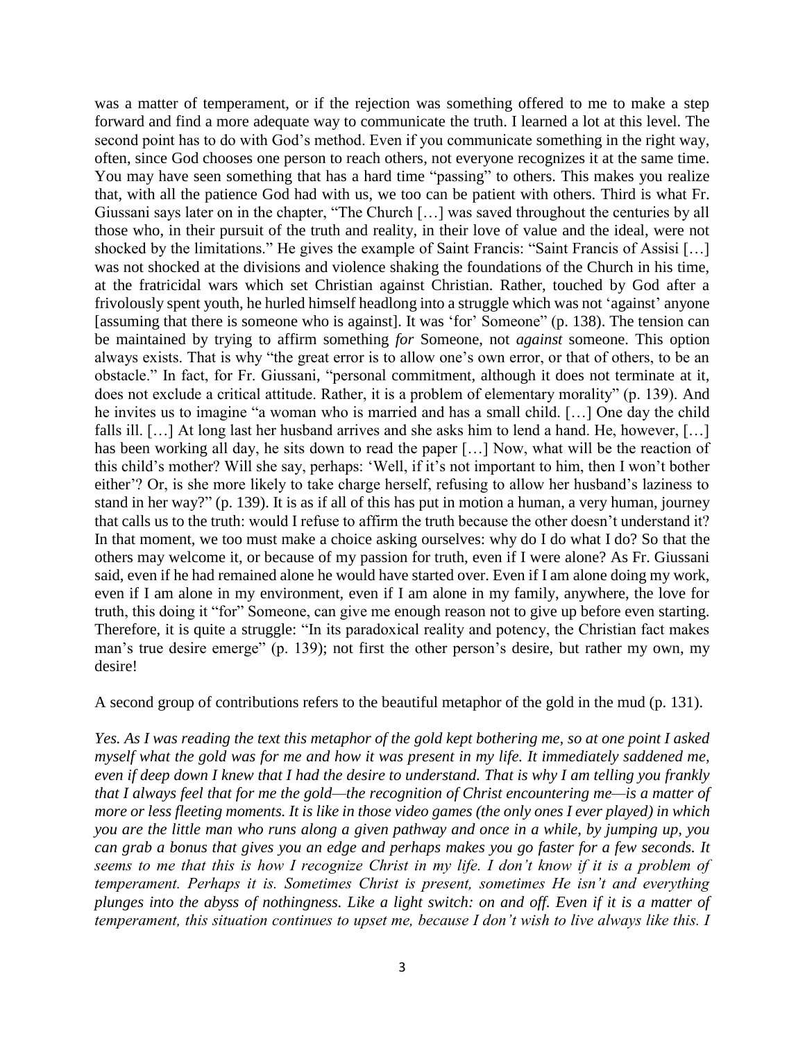was a matter of temperament, or if the rejection was something offered to me to make a step forward and find a more adequate way to communicate the truth. I learned a lot at this level. The second point has to do with God's method. Even if you communicate something in the right way, often, since God chooses one person to reach others, not everyone recognizes it at the same time. You may have seen something that has a hard time "passing" to others. This makes you realize that, with all the patience God had with us, we too can be patient with others. Third is what Fr. Giussani says later on in the chapter, "The Church […] was saved throughout the centuries by all those who, in their pursuit of the truth and reality, in their love of value and the ideal, were not shocked by the limitations." He gives the example of Saint Francis: "Saint Francis of Assisi […] was not shocked at the divisions and violence shaking the foundations of the Church in his time, at the fratricidal wars which set Christian against Christian. Rather, touched by God after a frivolously spent youth, he hurled himself headlong into a struggle which was not 'against' anyone [assuming that there is someone who is against]. It was 'for' Someone" (p. 138). The tension can be maintained by trying to affirm something *for* Someone, not *against* someone. This option always exists. That is why "the great error is to allow one's own error, or that of others, to be an obstacle." In fact, for Fr. Giussani, "personal commitment, although it does not terminate at it, does not exclude a critical attitude. Rather, it is a problem of elementary morality" (p. 139). And he invites us to imagine "a woman who is married and has a small child. […] One day the child falls ill. […] At long last her husband arrives and she asks him to lend a hand. He, however, […] has been working all day, he sits down to read the paper […] Now, what will be the reaction of this child's mother? Will she say, perhaps: 'Well, if it's not important to him, then I won't bother either'? Or, is she more likely to take charge herself, refusing to allow her husband's laziness to stand in her way?" (p. 139). It is as if all of this has put in motion a human, a very human, journey that calls us to the truth: would I refuse to affirm the truth because the other doesn't understand it? In that moment, we too must make a choice asking ourselves: why do I do what I do? So that the others may welcome it, or because of my passion for truth, even if I were alone? As Fr. Giussani said, even if he had remained alone he would have started over. Even if I am alone doing my work, even if I am alone in my environment, even if I am alone in my family, anywhere, the love for truth, this doing it "for" Someone, can give me enough reason not to give up before even starting. Therefore, it is quite a struggle: "In its paradoxical reality and potency, the Christian fact makes man's true desire emerge" (p. 139); not first the other person's desire, but rather my own, my desire!

A second group of contributions refers to the beautiful metaphor of the gold in the mud (p. 131).

*Yes. As I was reading the text this metaphor of the gold kept bothering me, so at one point I asked myself what the gold was for me and how it was present in my life. It immediately saddened me, even if deep down I knew that I had the desire to understand. That is why I am telling you frankly that I always feel that for me the gold—the recognition of Christ encountering me—is a matter of more or less fleeting moments. It is like in those video games (the only ones I ever played) in which you are the little man who runs along a given pathway and once in a while, by jumping up, you can grab a bonus that gives you an edge and perhaps makes you go faster for a few seconds. It seems to me that this is how I recognize Christ in my life. I don't know if it is a problem of temperament. Perhaps it is. Sometimes Christ is present, sometimes He isn't and everything plunges into the abyss of nothingness. Like a light switch: on and off. Even if it is a matter of temperament, this situation continues to upset me, because I don't wish to live always like this. I*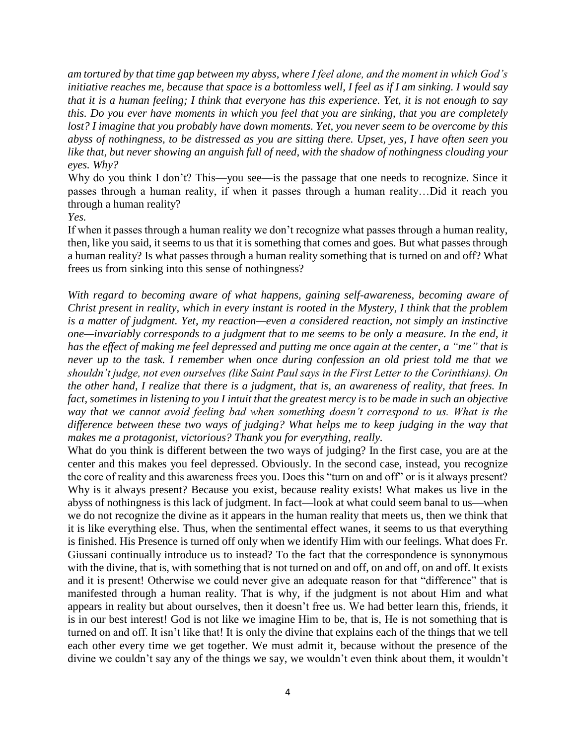*am tortured by that time gap between my abyss, where I feel alone, and the moment in which God's initiative reaches me, because that space is a bottomless well, I feel as if I am sinking. I would say that it is a human feeling; I think that everyone has this experience. Yet, it is not enough to say this. Do you ever have moments in which you feel that you are sinking, that you are completely lost? I imagine that you probably have down moments. Yet, you never seem to be overcome by this abyss of nothingness, to be distressed as you are sitting there. Upset, yes, I have often seen you like that, but never showing an anguish full of need, with the shadow of nothingness clouding your eyes. Why?*

Why do you think I don't? This—you see—is the passage that one needs to recognize. Since it passes through a human reality, if when it passes through a human reality…Did it reach you through a human reality?

*Yes.*

If when it passes through a human reality we don't recognize what passes through a human reality, then, like you said, it seems to us that it is something that comes and goes. But what passes through a human reality? Is what passes through a human reality something that is turned on and off? What frees us from sinking into this sense of nothingness?

*With regard to becoming aware of what happens, gaining self-awareness, becoming aware of Christ present in reality, which in every instant is rooted in the Mystery, I think that the problem is a matter of judgment. Yet, my reaction—even a considered reaction, not simply an instinctive one—invariably corresponds to a judgment that to me seems to be only a measure. In the end, it has the effect of making me feel depressed and putting me once again at the center, a "me" that is never up to the task. I remember when once during confession an old priest told me that we shouldn't judge, not even ourselves (like Saint Paul says in the First Letter to the Corinthians). On the other hand, I realize that there is a judgment, that is, an awareness of reality, that frees. In fact, sometimes in listening to you I intuit that the greatest mercy is to be made in such an objective way that we cannot avoid feeling bad when something doesn't correspond to us. What is the difference between these two ways of judging? What helps me to keep judging in the way that makes me a protagonist, victorious? Thank you for everything, really.*

What do you think is different between the two ways of judging? In the first case, you are at the center and this makes you feel depressed. Obviously. In the second case, instead, you recognize the core of reality and this awareness frees you. Does this "turn on and off" or is it always present? Why is it always present? Because you exist, because reality exists! What makes us live in the abyss of nothingness is this lack of judgment. In fact—look at what could seem banal to us—when we do not recognize the divine as it appears in the human reality that meets us, then we think that it is like everything else. Thus, when the sentimental effect wanes, it seems to us that everything is finished. His Presence is turned off only when we identify Him with our feelings. What does Fr. Giussani continually introduce us to instead? To the fact that the correspondence is synonymous with the divine, that is, with something that is not turned on and off, on and off, on and off. It exists and it is present! Otherwise we could never give an adequate reason for that "difference" that is manifested through a human reality. That is why, if the judgment is not about Him and what appears in reality but about ourselves, then it doesn't free us. We had better learn this, friends, it is in our best interest! God is not like we imagine Him to be, that is, He is not something that is turned on and off. It isn't like that! It is only the divine that explains each of the things that we tell each other every time we get together. We must admit it, because without the presence of the divine we couldn't say any of the things we say, we wouldn't even think about them, it wouldn't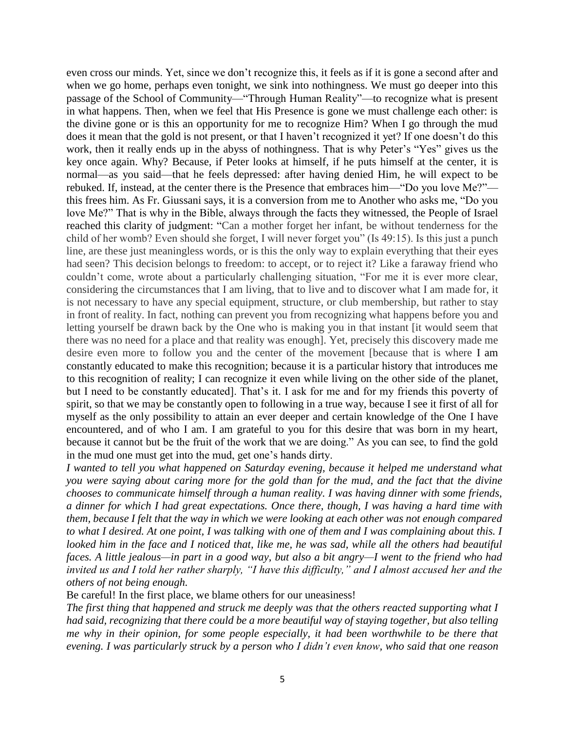even cross our minds. Yet, since we don't recognize this, it feels as if it is gone a second after and when we go home, perhaps even tonight, we sink into nothingness. We must go deeper into this passage of the School of Community—"Through Human Reality"—to recognize what is present in what happens. Then, when we feel that His Presence is gone we must challenge each other: is the divine gone or is this an opportunity for me to recognize Him? When I go through the mud does it mean that the gold is not present, or that I haven't recognized it yet? If one doesn't do this work, then it really ends up in the abyss of nothingness. That is why Peter's "Yes" gives us the key once again. Why? Because, if Peter looks at himself, if he puts himself at the center, it is normal—as you said—that he feels depressed: after having denied Him, he will expect to be rebuked. If, instead, at the center there is the Presence that embraces him—"Do you love Me?"—this frees him. As Fr. Giussani says, it is a conversion from me to Another who asks me, "Do you love Me?" That is why in the Bible, always through the facts they witnessed, the People of Israel reached this clarity of judgment: "Can a mother forget her infant, be without tenderness for the child of her womb? Even should she forget, I will never forget you" (Is 49:15). Is this just a punch line, are these just meaningless words, or is this the only way to explain everything that their eyes had seen? This decision belongs to freedom: to accept, or to reject it? Like a faraway friend who couldn't come, wrote about a particularly challenging situation, "For me it is ever more clear, considering the circumstances that I am living, that to live and to discover what I am made for, it is not necessary to have any special equipment, structure, or club membership, but rather to stay in front of reality. In fact, nothing can prevent you from recognizing what happens before you and letting yourself be drawn back by the One who is making you in that instant [it would seem that there was no need for a place and that reality was enough]. Yet, precisely this discovery made me desire even more to follow you and the center of the movement [because that is where I am constantly educated to make this recognition; because it is a particular history that introduces me to this recognition of reality; I can recognize it even while living on the other side of the planet, but I need to be constantly educated]. That's it. I ask for me and for my friends this poverty of spirit, so that we may be constantly open to following in a true way, because I see it first of all for myself as the only possibility to attain an ever deeper and certain knowledge of the One I have encountered, and of who I am. I am grateful to you for this desire that was born in my heart, because it cannot but be the fruit of the work that we are doing." As you can see, to find the gold in the mud one must get into the mud, get one's hands dirty.

*I wanted to tell you what happened on Saturday evening, because it helped me understand what you were saying about caring more for the gold than for the mud, and the fact that the divine chooses to communicate himself through a human reality. I was having dinner with some friends, a dinner for which I had great expectations. Once there, though, I was having a hard time with them, because I felt that the way in which we were looking at each other was not enough compared to what I desired. At one point, I was talking with one of them and I was complaining about this. I looked him in the face and I noticed that, like me, he was sad, while all the others had beautiful faces. A little jealous—in part in a good way, but also a bit angry—I went to the friend who had invited us and I told her rather sharply, "I have this difficulty," and I almost accused her and the others of not being enough.*

Be careful! In the first place, we blame others for our uneasiness!

*The first thing that happened and struck me deeply was that the others reacted supporting what I had said, recognizing that there could be a more beautiful way of staying together, but also telling me why in their opinion, for some people especially, it had been worthwhile to be there that evening. I was particularly struck by a person who I didn't even know, who said that one reason*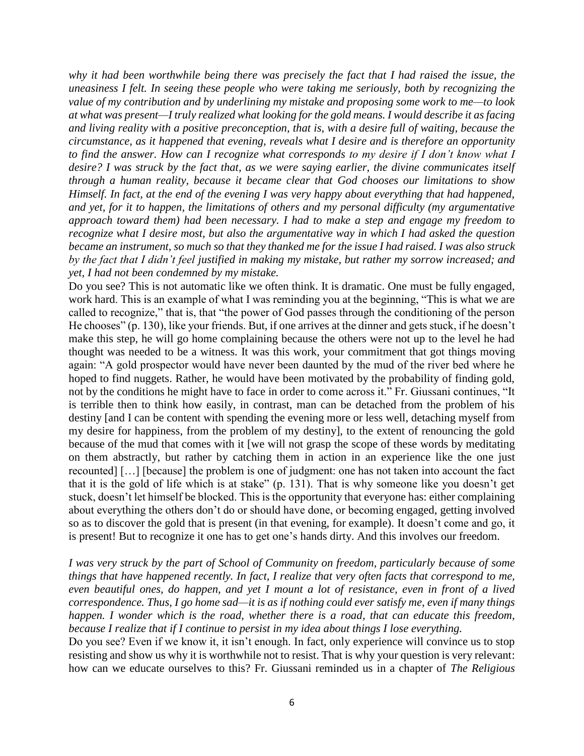*why it had been worthwhile being there was precisely the fact that I had raised the issue, the uneasiness I felt. In seeing these people who were taking me seriously, both by recognizing the value of my contribution and by underlining my mistake and proposing some work to me—to look at what was present—I truly realized what looking for the gold means. I would describe it as facing and living reality with a positive preconception, that is, with a desire full of waiting, because the circumstance, as it happened that evening, reveals what I desire and is therefore an opportunity to find the answer. How can I recognize what corresponds to my desire if I don't know what I desire? I was struck by the fact that, as we were saying earlier, the divine communicates itself through a human reality, because it became clear that God chooses our limitations to show Himself. In fact, at the end of the evening I was very happy about everything that had happened, and yet, for it to happen, the limitations of others and my personal difficulty (my argumentative approach toward them) had been necessary. I had to make a step and engage my freedom to recognize what I desire most, but also the argumentative way in which I had asked the question became an instrument, so much so that they thanked me for the issue I had raised. I was also struck by the fact that I didn't feel justified in making my mistake, but rather my sorrow increased; and yet, I had not been condemned by my mistake.*

Do you see? This is not automatic like we often think. It is dramatic. One must be fully engaged, work hard. This is an example of what I was reminding you at the beginning, "This is what we are called to recognize," that is, that "the power of God passes through the conditioning of the person He chooses" (p. 130), like your friends. But, if one arrives at the dinner and gets stuck, if he doesn't make this step, he will go home complaining because the others were not up to the level he had thought was needed to be a witness. It was this work, your commitment that got things moving again: "A gold prospector would have never been daunted by the mud of the river bed where he hoped to find nuggets. Rather, he would have been motivated by the probability of finding gold, not by the conditions he might have to face in order to come across it." Fr. Giussani continues, "It is terrible then to think how easily, in contrast, man can be detached from the problem of his destiny [and I can be content with spending the evening more or less well, detaching myself from my desire for happiness, from the problem of my destiny], to the extent of renouncing the gold because of the mud that comes with it [we will not grasp the scope of these words by meditating on them abstractly, but rather by catching them in action in an experience like the one just recounted] […] [because] the problem is one of judgment: one has not taken into account the fact that it is the gold of life which is at stake" (p. 131). That is why someone like you doesn't get stuck, doesn't let himself be blocked. This is the opportunity that everyone has: either complaining about everything the others don't do or should have done, or becoming engaged, getting involved so as to discover the gold that is present (in that evening, for example). It doesn't come and go, it is present! But to recognize it one has to get one's hands dirty. And this involves our freedom.

*I was very struck by the part of School of Community on freedom, particularly because of some things that have happened recently. In fact, I realize that very often facts that correspond to me, even beautiful ones, do happen, and yet I mount a lot of resistance, even in front of a lived correspondence. Thus, I go home sad—it is as if nothing could ever satisfy me, even if many things happen. I wonder which is the road, whether there is a road, that can educate this freedom, because I realize that if I continue to persist in my idea about things I lose everything.*

Do you see? Even if we know it, it isn't enough. In fact, only experience will convince us to stop resisting and show us why it is worthwhile not to resist. That is why your question is very relevant: how can we educate ourselves to this? Fr. Giussani reminded us in a chapter of *The Religious*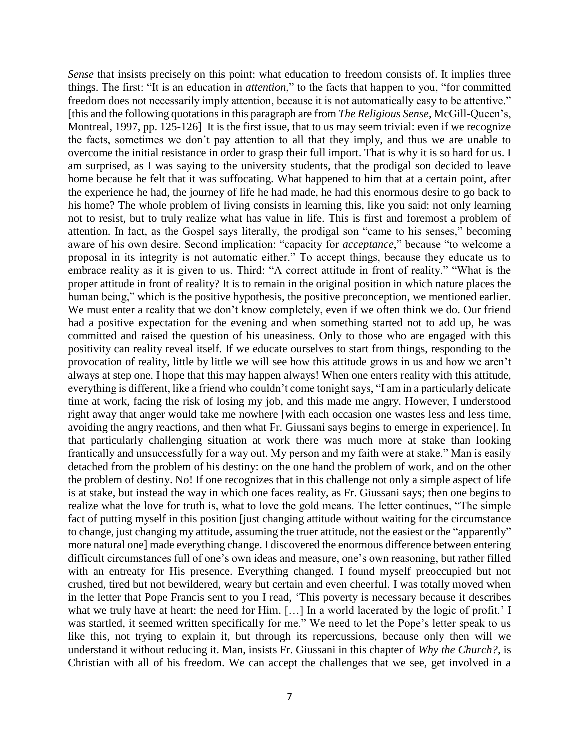*Sense* that insists precisely on this point: what education to freedom consists of. It implies three things. The first: "It is an education in *attention*," to the facts that happen to you, "for committed freedom does not necessarily imply attention, because it is not automatically easy to be attentive." [this and the following quotations in this paragraph are from *The Religious Sense*, McGill-Queen's, Montreal, 1997, pp. 125-126] It is the first issue, that to us may seem trivial: even if we recognize the facts, sometimes we don't pay attention to all that they imply, and thus we are unable to overcome the initial resistance in order to grasp their full import. That is why it is so hard for us. I am surprised, as I was saying to the university students, that the prodigal son decided to leave home because he felt that it was suffocating. What happened to him that at a certain point, after the experience he had, the journey of life he had made, he had this enormous desire to go back to his home? The whole problem of living consists in learning this, like you said: not only learning not to resist, but to truly realize what has value in life. This is first and foremost a problem of attention. In fact, as the Gospel says literally, the prodigal son "came to his senses," becoming aware of his own desire. Second implication: "capacity for *acceptance*," because "to welcome a proposal in its integrity is not automatic either." To accept things, because they educate us to embrace reality as it is given to us. Third: "A correct attitude in front of reality." "What is the proper attitude in front of reality? It is to remain in the original position in which nature places the human being," which is the positive hypothesis, the positive preconception, we mentioned earlier. We must enter a reality that we don't know completely, even if we often think we do. Our friend had a positive expectation for the evening and when something started not to add up, he was committed and raised the question of his uneasiness. Only to those who are engaged with this positivity can reality reveal itself. If we educate ourselves to start from things, responding to the provocation of reality, little by little we will see how this attitude grows in us and how we aren't always at step one. I hope that this may happen always! When one enters reality with this attitude, everything is different, like a friend who couldn't come tonight says, "I am in a particularly delicate time at work, facing the risk of losing my job, and this made me angry. However, I understood right away that anger would take me nowhere [with each occasion one wastes less and less time, avoiding the angry reactions, and then what Fr. Giussani says begins to emerge in experience]. In that particularly challenging situation at work there was much more at stake than looking frantically and unsuccessfully for a way out. My person and my faith were at stake." Man is easily detached from the problem of his destiny: on the one hand the problem of work, and on the other the problem of destiny. No! If one recognizes that in this challenge not only a simple aspect of life is at stake, but instead the way in which one faces reality, as Fr. Giussani says; then one begins to realize what the love for truth is, what to love the gold means. The letter continues, "The simple fact of putting myself in this position [just changing attitude without waiting for the circumstance to change, just changing my attitude, assuming the truer attitude, not the easiest or the "apparently" more natural one] made everything change. I discovered the enormous difference between entering difficult circumstances full of one's own ideas and measure, one's own reasoning, but rather filled with an entreaty for His presence. Everything changed. I found myself preoccupied but not crushed, tired but not bewildered, weary but certain and even cheerful. I was totally moved when in the letter that Pope Francis sent to you I read, 'This poverty is necessary because it describes what we truly have at heart: the need for Him. […] In a world lacerated by the logic of profit.' I was startled, it seemed written specifically for me." We need to let the Pope's letter speak to us like this, not trying to explain it, but through its repercussions, because only then will we understand it without reducing it. Man, insists Fr. Giussani in this chapter of *Why the Church?*, is Christian with all of his freedom. We can accept the challenges that we see, get involved in a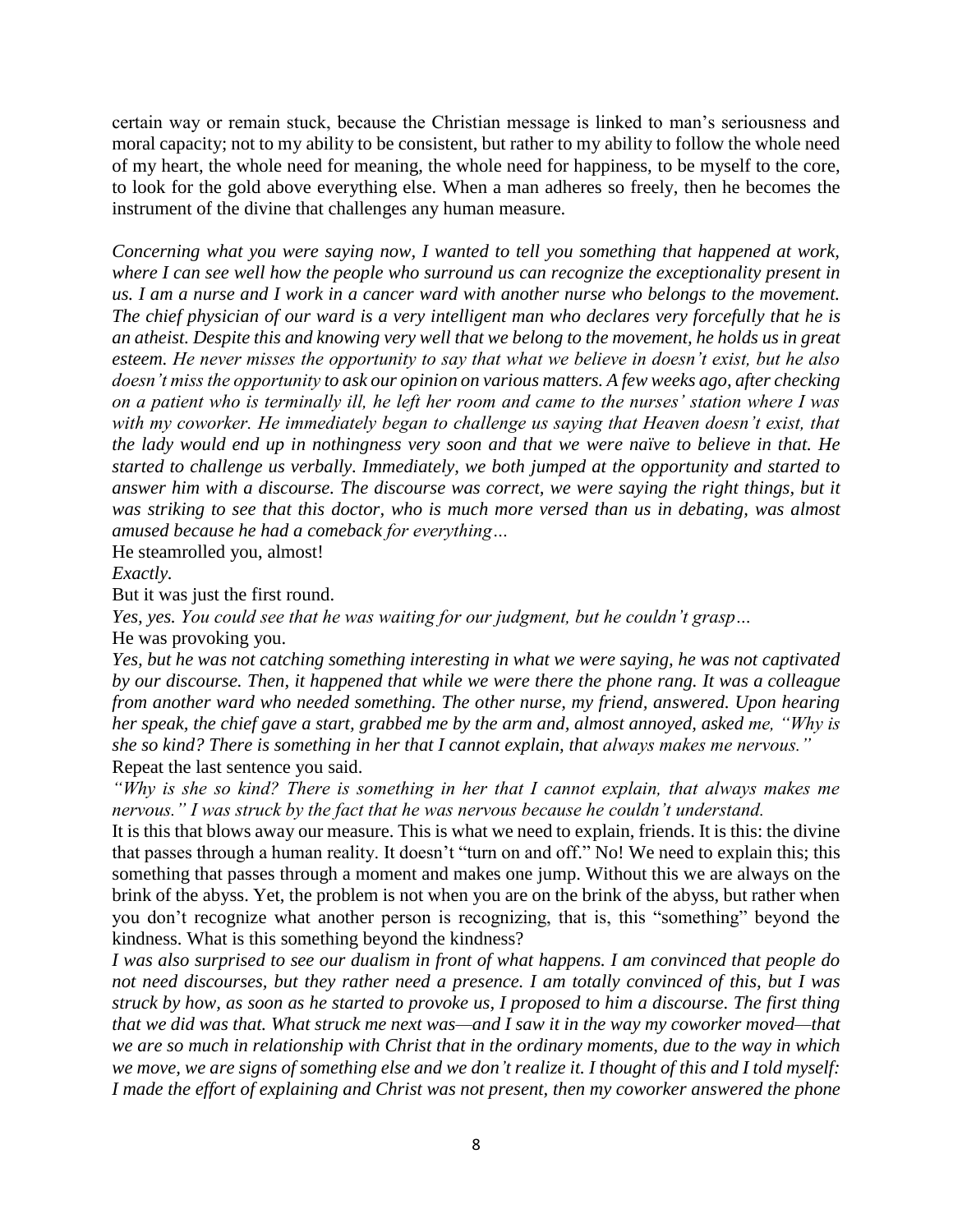certain way or remain stuck, because the Christian message is linked to man's seriousness and moral capacity; not to my ability to be consistent, but rather to my ability to follow the whole need of my heart, the whole need for meaning, the whole need for happiness, to be myself to the core, to look for the gold above everything else. When a man adheres so freely, then he becomes the instrument of the divine that challenges any human measure.

*Concerning what you were saying now, I wanted to tell you something that happened at work, where I can see well how the people who surround us can recognize the exceptionality present in us. I am a nurse and I work in a cancer ward with another nurse who belongs to the movement. The chief physician of our ward is a very intelligent man who declares very forcefully that he is an atheist. Despite this and knowing very well that we belong to the movement, he holds us in great esteem. He never misses the opportunity to say that what we believe in doesn't exist, but he also doesn't miss the opportunity to ask our opinion on various matters. A few weeks ago, after checking on a patient who is terminally ill, he left her room and came to the nurses' station where I was with my coworker. He immediately began to challenge us saying that Heaven doesn't exist, that the lady would end up in nothingness very soon and that we were naïve to believe in that. He started to challenge us verbally. Immediately, we both jumped at the opportunity and started to answer him with a discourse. The discourse was correct, we were saying the right things, but it was striking to see that this doctor, who is much more versed than us in debating, was almost amused because he had a comeback for everything…*

He steamrolled you, almost!

*Exactly.*

But it was just the first round.

*Yes, yes. You could see that he was waiting for our judgment, but he couldn't grasp…*

He was provoking you.

*Yes, but he was not catching something interesting in what we were saying, he was not captivated by our discourse. Then, it happened that while we were there the phone rang. It was a colleague from another ward who needed something. The other nurse, my friend, answered. Upon hearing her speak, the chief gave a start, grabbed me by the arm and, almost annoyed, asked me, "Why is she so kind? There is something in her that I cannot explain, that always makes me nervous."*

Repeat the last sentence you said.

*"Why is she so kind? There is something in her that I cannot explain, that always makes me nervous." I was struck by the fact that he was nervous because he couldn't understand.*

It is this that blows away our measure. This is what we need to explain, friends. It is this: the divine that passes through a human reality. It doesn't "turn on and off." No! We need to explain this; this something that passes through a moment and makes one jump. Without this we are always on the brink of the abyss. Yet, the problem is not when you are on the brink of the abyss, but rather when you don't recognize what another person is recognizing, that is, this "something" beyond the kindness. What is this something beyond the kindness?

*I was also surprised to see our dualism in front of what happens. I am convinced that people do not need discourses, but they rather need a presence. I am totally convinced of this, but I was struck by how, as soon as he started to provoke us, I proposed to him a discourse. The first thing that we did was that. What struck me next was—and I saw it in the way my coworker moved—that we are so much in relationship with Christ that in the ordinary moments, due to the way in which we move, we are signs of something else and we don't realize it. I thought of this and I told myself: I made the effort of explaining and Christ was not present, then my coworker answered the phone*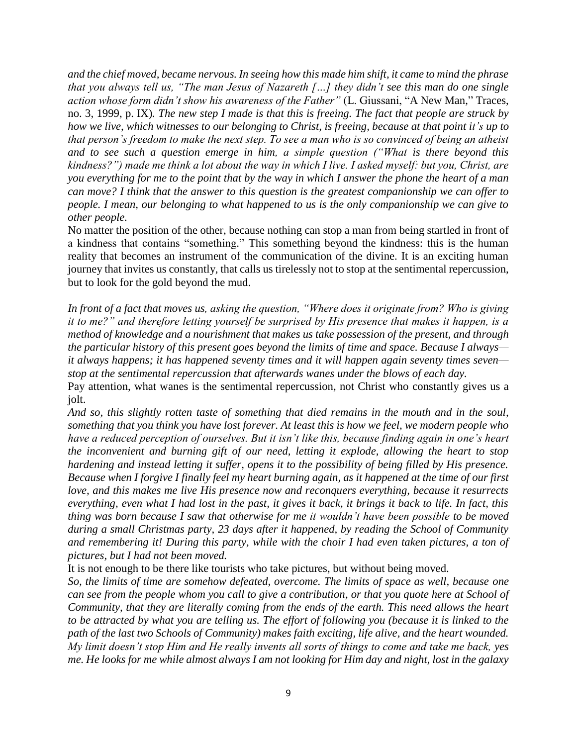*and the chief moved, became nervous. In seeing how this made him shift, it came to mind the phrase that you always tell us, "The man Jesus of Nazareth […] they didn't see this man do one single action whose form didn't show his awareness of the Father"* (L. Giussani, "A New Man," Traces, no. 3, 1999, p. IX). *The new step I made is that this is freeing. The fact that people are struck by how we live, which witnesses to our belonging to Christ, is freeing, because at that point it's up to that person's freedom to make the next step. To see a man who is so convinced of being an atheist and to see such a question emerge in him, a simple question ("What is there beyond this kindness?") made me think a lot about the way in which I live. I asked myself: but you, Christ, are you everything for me to the point that by the way in which I answer the phone the heart of a man can move? I think that the answer to this question is the greatest companionship we can offer to people. I mean, our belonging to what happened to us is the only companionship we can give to other people.*

No matter the position of the other, because nothing can stop a man from being startled in front of a kindness that contains "something." This something beyond the kindness: this is the human reality that becomes an instrument of the communication of the divine. It is an exciting human journey that invites us constantly, that calls us tirelessly not to stop at the sentimental repercussion, but to look for the gold beyond the mud.

*In front of a fact that moves us, asking the question, "Where does it originate from? Who is giving it to me?" and therefore letting yourself be surprised by His presence that makes it happen, is a method of knowledge and a nourishment that makes us take possession of the present, and through the particular history of this present goes beyond the limits of time and space. Because I always—it always happens; it has happened seventy times and it will happen again seventy times seven—stop at the sentimental repercussion that afterwards wanes under the blows of each day.*

Pay attention, what wanes is the sentimental repercussion, not Christ who constantly gives us a jolt.

*And so, this slightly rotten taste of something that died remains in the mouth and in the soul, something that you think you have lost forever. At least this is how we feel, we modern people who have a reduced perception of ourselves. But it isn't like this, because finding again in one's heart the inconvenient and burning gift of our need, letting it explode, allowing the heart to stop hardening and instead letting it suffer, opens it to the possibility of being filled by His presence. Because when I forgive I finally feel my heart burning again, as it happened at the time of our first love, and this makes me live His presence now and reconquers everything, because it resurrects everything, even what I had lost in the past, it gives it back, it brings it back to life. In fact, this thing was born because I saw that otherwise for me it wouldn't have been possible to be moved during a small Christmas party, 23 days after it happened, by reading the School of Community and remembering it! During this party, while with the choir I had even taken pictures, a ton of pictures, but I had not been moved.*

It is not enough to be there like tourists who take pictures, but without being moved.

*So, the limits of time are somehow defeated, overcome. The limits of space as well, because one can see from the people whom you call to give a contribution, or that you quote here at School of Community, that they are literally coming from the ends of the earth. This need allows the heart to be attracted by what you are telling us. The effort of following you (because it is linked to the path of the last two Schools of Community) makes faith exciting, life alive, and the heart wounded. My limit doesn't stop Him and He really invents all sorts of things to come and take me back, yes me. He looks for me while almost always I am not looking for Him day and night, lost in the galaxy*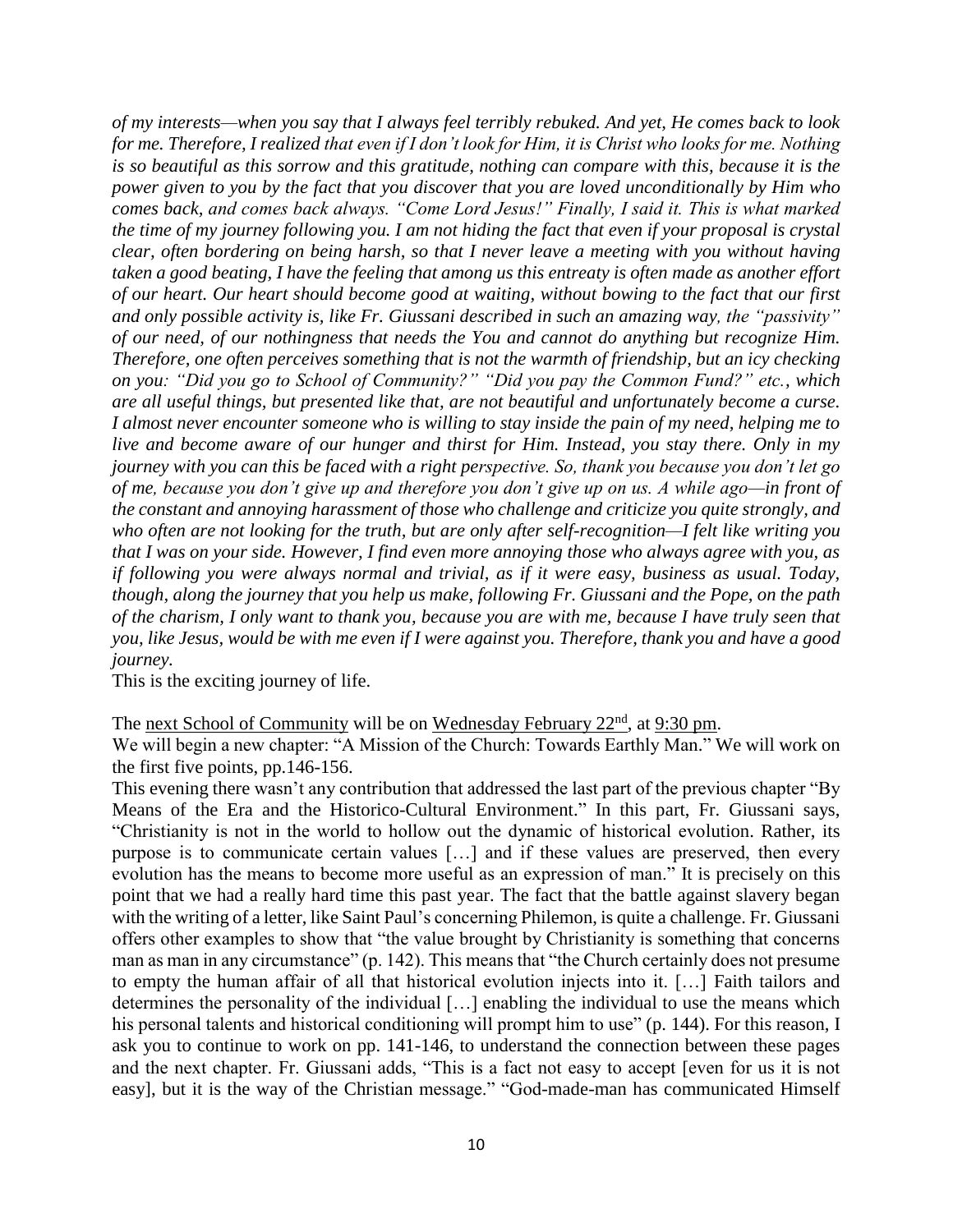*of my interests—when you say that I always feel terribly rebuked. And yet, He comes back to look for me. Therefore, I realized that even if I don't look for Him, it is Christ who looks for me. Nothing is so beautiful as this sorrow and this gratitude, nothing can compare with this, because it is the power given to you by the fact that you discover that you are loved unconditionally by Him who comes back, and comes back always. "Come Lord Jesus!" Finally, I said it. This is what marked the time of my journey following you. I am not hiding the fact that even if your proposal is crystal clear, often bordering on being harsh, so that I never leave a meeting with you without having taken a good beating, I have the feeling that among us this entreaty is often made as another effort of our heart. Our heart should become good at waiting, without bowing to the fact that our first and only possible activity is, like Fr. Giussani described in such an amazing way, the "passivity" of our need, of our nothingness that needs the You and cannot do anything but recognize Him. Therefore, one often perceives something that is not the warmth of friendship, but an icy checking on you: "Did you go to School of Community?" "Did you pay the Common Fund?" etc., which are all useful things, but presented like that, are not beautiful and unfortunately become a curse. I almost never encounter someone who is willing to stay inside the pain of my need, helping me to live and become aware of our hunger and thirst for Him. Instead, you stay there. Only in my journey with you can this be faced with a right perspective. So, thank you because you don't let go of me, because you don't give up and therefore you don't give up on us. A while ago—in front of the constant and annoying harassment of those who challenge and criticize you quite strongly, and who often are not looking for the truth, but are only after self-recognition—I felt like writing you that I was on your side. However, I find even more annoying those who always agree with you, as if following you were always normal and trivial, as if it were easy, business as usual. Today, though, along the journey that you help us make, following Fr. Giussani and the Pope, on the path of the charism, I only want to thank you, because you are with me, because I have truly seen that you, like Jesus, would be with me even if I were against you. Therefore, thank you and have a good journey.*

This is the exciting journey of life.

The next School of Community will be on Wednesday February 22nd, at 9:30 pm.

We will begin a new chapter: "A Mission of the Church: Towards Earthly Man." We will work on the first five points, pp.146-156.

This evening there wasn't any contribution that addressed the last part of the previous chapter "By Means of the Era and the Historico-Cultural Environment." In this part, Fr. Giussani says, "Christianity is not in the world to hollow out the dynamic of historical evolution. Rather, its purpose is to communicate certain values […] and if these values are preserved, then every evolution has the means to become more useful as an expression of man." It is precisely on this point that we had a really hard time this past year. The fact that the battle against slavery began with the writing of a letter, like Saint Paul's concerning Philemon, is quite a challenge. Fr. Giussani offers other examples to show that "the value brought by Christianity is something that concerns man as man in any circumstance" (p. 142). This means that "the Church certainly does not presume to empty the human affair of all that historical evolution injects into it. […] Faith tailors and determines the personality of the individual […] enabling the individual to use the means which his personal talents and historical conditioning will prompt him to use" (p. 144). For this reason, I ask you to continue to work on pp. 141-146, to understand the connection between these pages and the next chapter. Fr. Giussani adds, "This is a fact not easy to accept [even for us it is not easy], but it is the way of the Christian message." "God-made-man has communicated Himself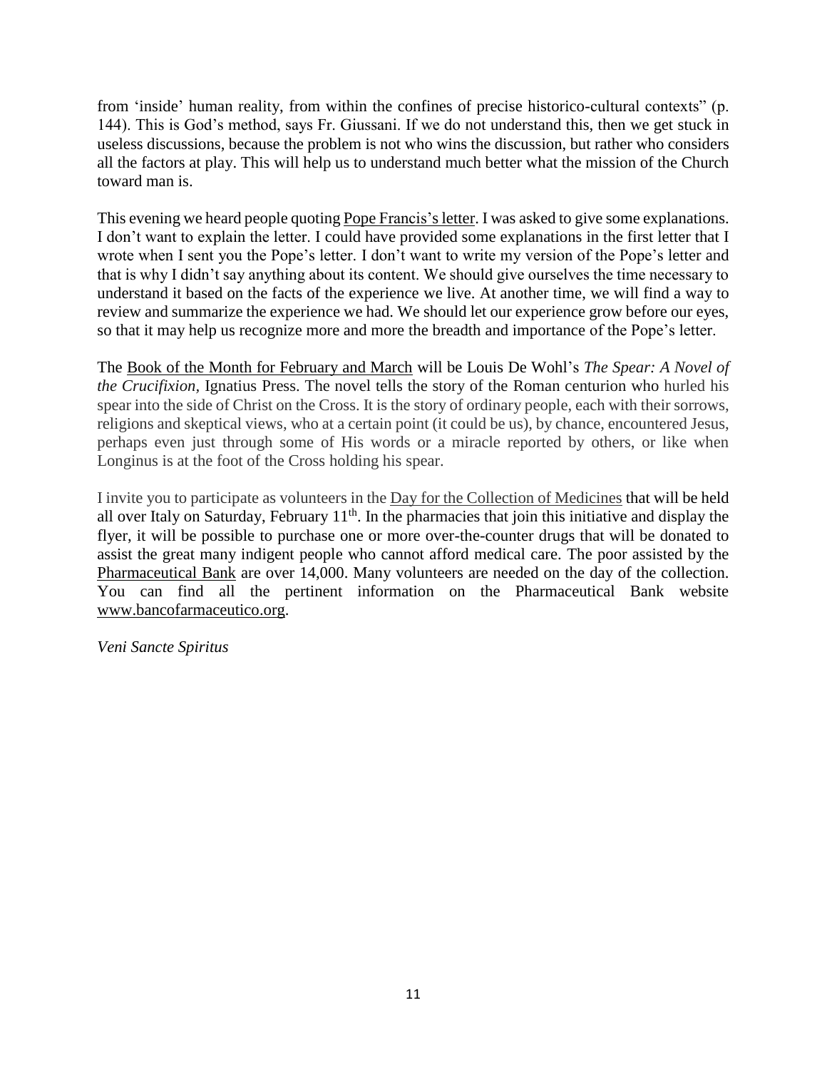from 'inside' human reality, from within the confines of precise historico-cultural contexts" (p. 144). This is God's method, says Fr. Giussani. If we do not understand this, then we get stuck in useless discussions, because the problem is not who wins the discussion, but rather who considers all the factors at play. This will help us to understand much better what the mission of the Church toward man is.

This evening we heard people quoting Pope Francis's letter. I was asked to give some explanations. I don't want to explain the letter. I could have provided some explanations in the first letter that I wrote when I sent you the Pope's letter. I don't want to write my version of the Pope's letter and that is why I didn't say anything about its content. We should give ourselves the time necessary to understand it based on the facts of the experience we live. At another time, we will find a way to review and summarize the experience we had. We should let our experience grow before our eyes, so that it may help us recognize more and more the breadth and importance of the Pope's letter.

The Book of the Month for February and March will be Louis De Wohl's *The Spear: A Novel of the Crucifixion,* Ignatius Press. The novel tells the story of the Roman centurion who hurled his spear into the side of Christ on the Cross. It is the story of ordinary people, each with their sorrows, religions and skeptical views, who at a certain point (it could be us), by chance, encountered Jesus, perhaps even just through some of His words or a miracle reported by others, or like when Longinus is at the foot of the Cross holding his spear.

I invite you to participate as volunteers in the Day for the Collection of Medicines that will be held all over Italy on Saturday, February 11th. In the pharmacies that join this initiative and display the flyer, it will be possible to purchase one or more over-the-counter drugs that will be donated to assist the great many indigent people who cannot afford medical care. The poor assisted by the Pharmaceutical Bank are over 14,000. Many volunteers are needed on the day of the collection. You can find all the pertinent information on the Pharmaceutical Bank website www.bancofarmaceutico.org.

*Veni Sancte Spiritus*